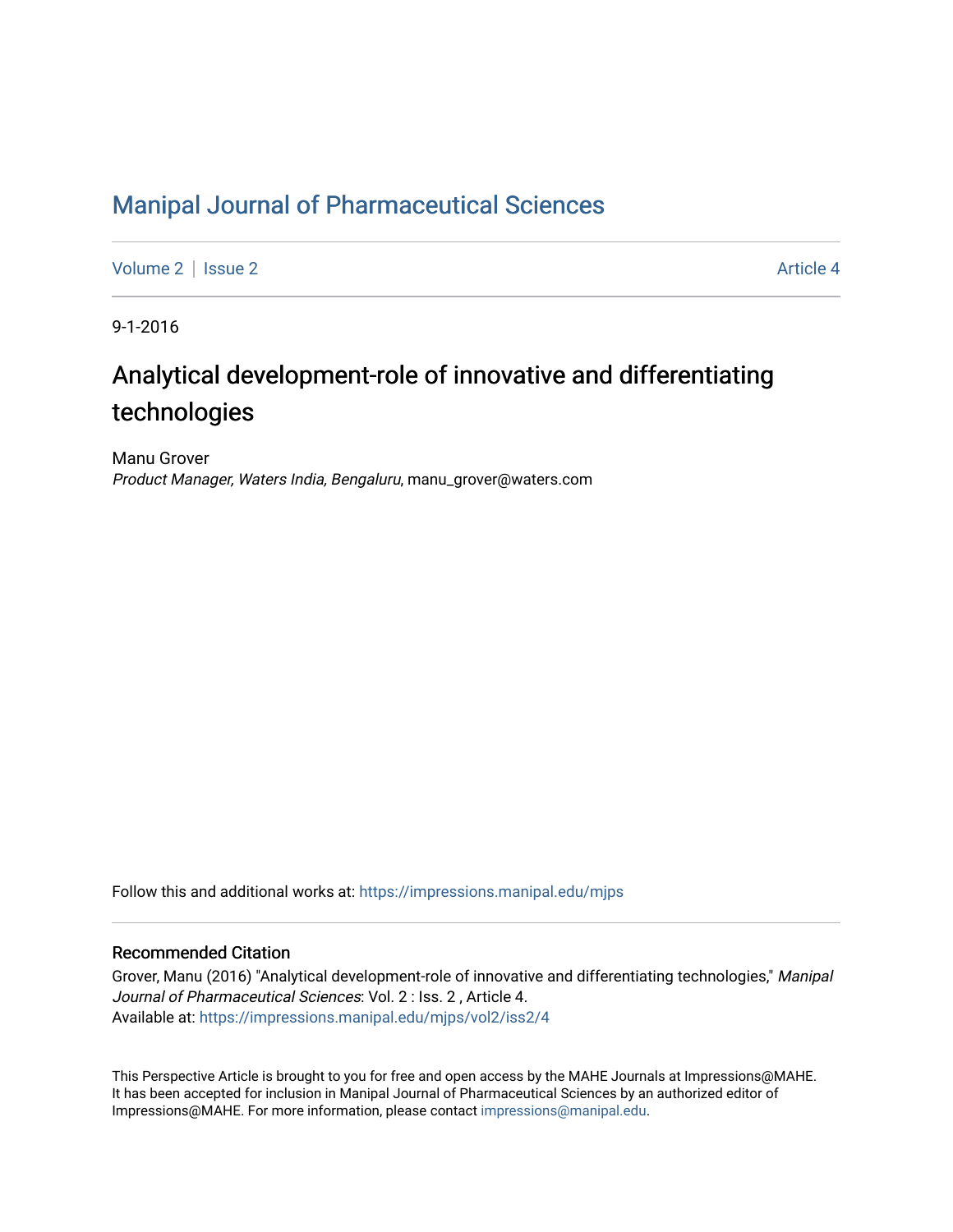# Manipal Journal of Pharmaceutical Sciences

Volume 2 | Issue 2 Article 4

9-1-2016

## Analytical development-role of innovative and differentiating technologies

Manu Grover

*Product Manager, Waters India, Bengaluru*, manu_grover@waters.com

Follow this and additional works at: https://impressions.manipal.edu/mjps

### Recommended Citation

Grover, Manu (2016) "Analytical development-role of innovative and differentiating technologies," *Manipal Journal of Pharmaceutical Sciences*: Vol. 2 : Iss. 2 , Article 4.

Available at: https://impressions.manipal.edu/mjps/vol2/iss2/4

This Perspective Article is brought to you for free and open access by the MAHE Journals at Impressions@MAHE. It has been accepted for inclusion in Manipal Journal of Pharmaceutical Sciences by an authorized editor of Impressions@MAHE. For more information, please contact impressions@manipal.edu.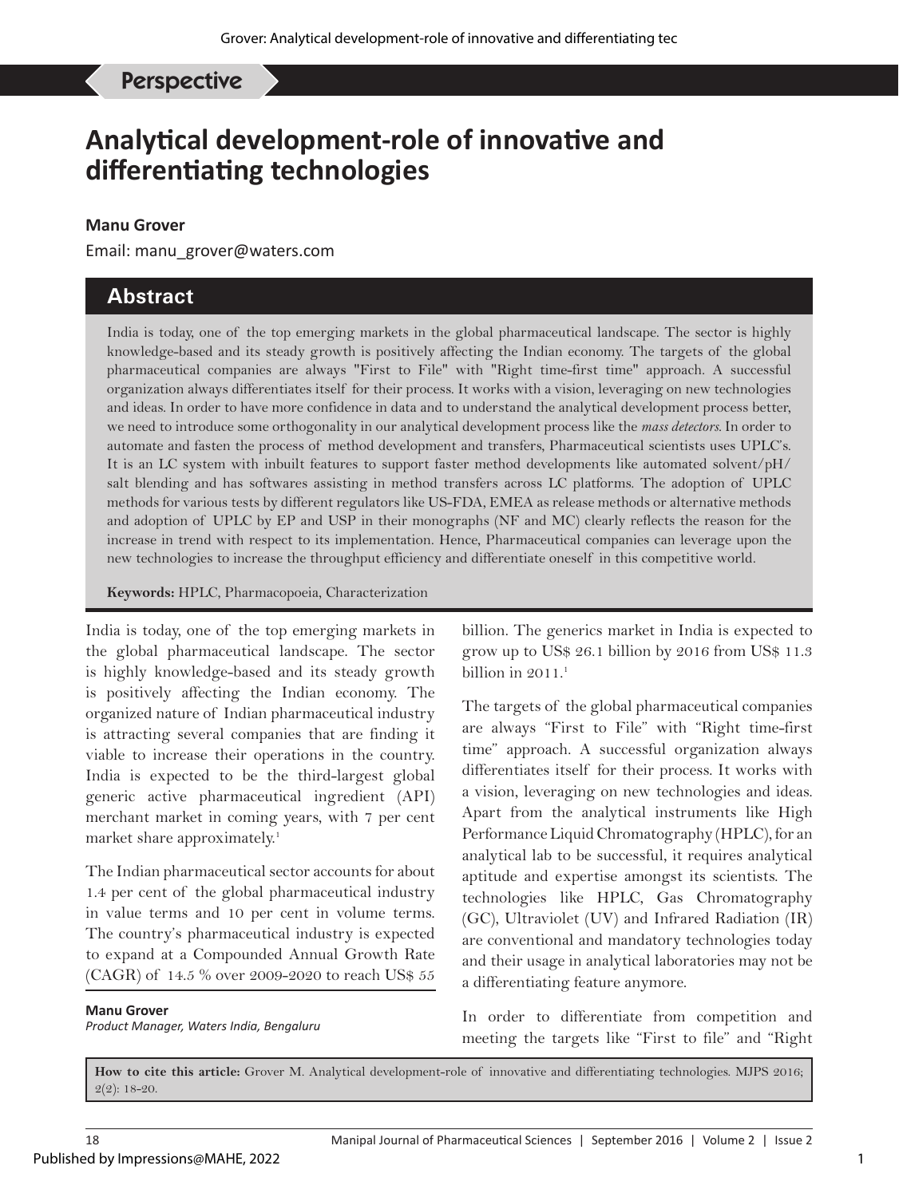Perspective

# Analytical development-role of innovative and differentiating technologies

**Manu Grover**

Email: manu_grover@waters.com

## Abstract

India is today, one of the top emerging markets in the global pharmaceutical landscape. The sector is highly knowledge-based and its steady growth is positively affecting the Indian economy. The targets of the global pharmaceutical companies are always "First to File" with "Right time-first time" approach. A successful organization always differentiates itself for their process. It works with a vision, leveraging on new technologies and ideas. In order to have more confidence in data and to understand the analytical development process better, we need to introduce some orthogonality in our analytical development process like the *mass detectors*. In order to automate and fasten the process of method development and transfers, Pharmaceutical scientists uses UPLC's. It is an LC system with inbuilt features to support faster method developments like automated solvent/pH/salt blending and has softwares assisting in method transfers across LC platforms. The adoption of UPLC methods for various tests by different regulators like US-FDA, EMEA as release methods or alternative methods and adoption of UPLC by EP and USP in their monographs (NF and MC) clearly reflects the reason for the increase in trend with respect to its implementation. Hence, Pharmaceutical companies can leverage upon the new technologies to increase the throughput efficiency and differentiate oneself in this competitive world.

**Keywords:** HPLC, Pharmacopoeia, Characterization

India is today, one of the top emerging markets in the global pharmaceutical landscape. The sector is highly knowledge-based and its steady growth is positively affecting the Indian economy. The organized nature of Indian pharmaceutical industry is attracting several companies that are finding it viable to increase their operations in the country. India is expected to be the third-largest global generic active pharmaceutical ingredient (API) merchant market in coming years, with 7 per cent market share approximately.[1]

The Indian pharmaceutical sector accounts for about 1.4 per cent of the global pharmaceutical industry in value terms and 10 per cent in volume terms. The country's pharmaceutical industry is expected to expand at a Compounded Annual Growth Rate (CAGR) of 14.5 % over 2009-2020 to reach US$ 55 billion. The generics market in India is expected to grow up to US$ 26.1 billion by 2016 from US$ 11.3 billion in 2011.[1]

The targets of the global pharmaceutical companies are always "First to File" with "Right time-first time" approach. A successful organization always differentiates itself for their process. It works with a vision, leveraging on new technologies and ideas. Apart from the analytical instruments like High Performance Liquid Chromatography (HPLC), for an analytical lab to be successful, it requires analytical aptitude and expertise amongst its scientists. The technologies like HPLC, Gas Chromatography (GC), Ultraviolet (UV) and Infrared Radiation (IR) are conventional and mandatory technologies today and their usage in analytical laboratories may not be a differentiating feature anymore.

In order to differentiate from competition and meeting the targets like "First to file" and "Right

**Manu Grover**
*Product Manager, Waters India, Bengaluru*

**How to cite this article:** Grover M. Analytical development-role of innovative and differentiating technologies. MJPS 2016; 2(2): 18-20.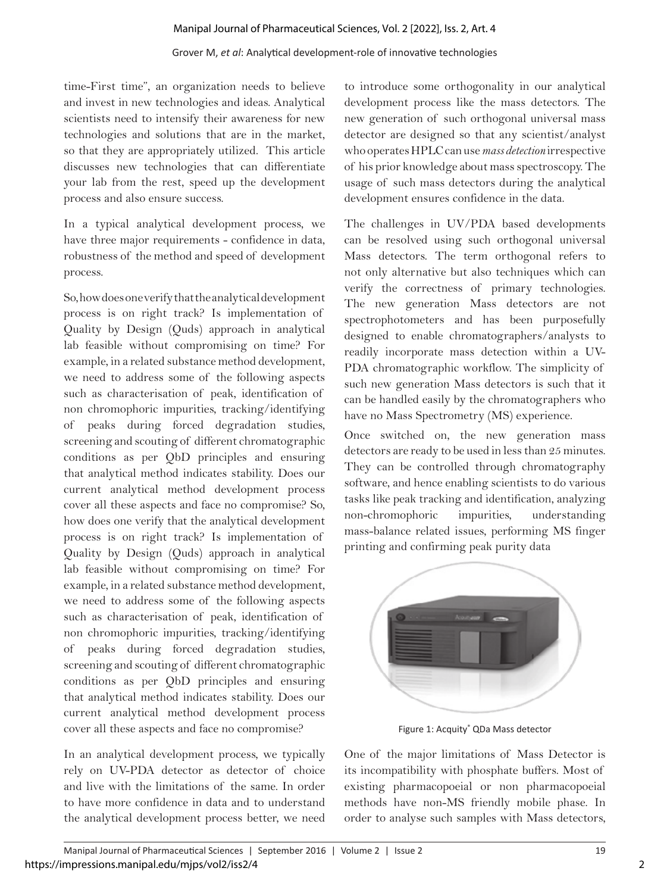time-First time", an organization needs to believe and invest in new technologies and ideas. Analytical scientists need to intensify their awareness for new technologies and solutions that are in the market, so that they are appropriately utilized. This article discusses new technologies that can differentiate your lab from the rest, speed up the development process and also ensure success.

In a typical analytical development process, we have three major requirements - confidence in data, robustness of the method and speed of development process.

So, how does one verify that the analytical development process is on right track? Is implementation of Quality by Design (Quds) approach in analytical lab feasible without compromising on time? For example, in a related substance method development, we need to address some of the following aspects such as characterisation of peak, identification of non chromophoric impurities, tracking/identifying of peaks during forced degradation studies, screening and scouting of different chromatographic conditions as per QbD principles and ensuring that analytical method indicates stability. Does our current analytical method development process cover all these aspects and face no compromise? So, how does one verify that the analytical development process is on right track? Is implementation of Quality by Design (Quds) approach in analytical lab feasible without compromising on time? For example, in a related substance method development, we need to address some of the following aspects such as characterisation of peak, identification of non chromophoric impurities, tracking/identifying of peaks during forced degradation studies, screening and scouting of different chromatographic conditions as per QbD principles and ensuring that analytical method indicates stability. Does our current analytical method development process cover all these aspects and face no compromise?

In an analytical development process, we typically rely on UV-PDA detector as detector of choice and live with the limitations of the same. In order to have more confidence in data and to understand the analytical development process better, we need to introduce some orthogonality in our analytical development process like the mass detectors. The new generation of such orthogonal universal mass detector are designed so that any scientist/analyst who operates HPLC can use *mass detection* irrespective of his prior knowledge about mass spectroscopy. The usage of such mass detectors during the analytical development ensures confidence in the data.

The challenges in UV/PDA based developments can be resolved using such orthogonal universal Mass detectors. The term orthogonal refers to not only alternative but also techniques which can verify the correctness of primary technologies. The new generation Mass detectors are not spectrophotometers and has been purposefully designed to enable chromatographers/analysts to readily incorporate mass detection within a UV-PDA chromatographic workflow. The simplicity of such new generation Mass detectors is such that it can be handled easily by the chromatographers who have no Mass Spectrometry (MS) experience.

Once switched on, the new generation mass detectors are ready to be used in less than 25 minutes. They can be controlled through chromatography software, and hence enabling scientists to do various tasks like peak tracking and identification, analyzing non-chromophoric impurities, understanding mass-balance related issues, performing MS finger printing and confirming peak purity data

Figure 1: Acquity® QDa Mass detector

One of the major limitations of Mass Detector is its incompatibility with phosphate buffers. Most of existing pharmacopoeial or non pharmacopoeial methods have non-MS friendly mobile phase. In order to analyse such samples with Mass detectors,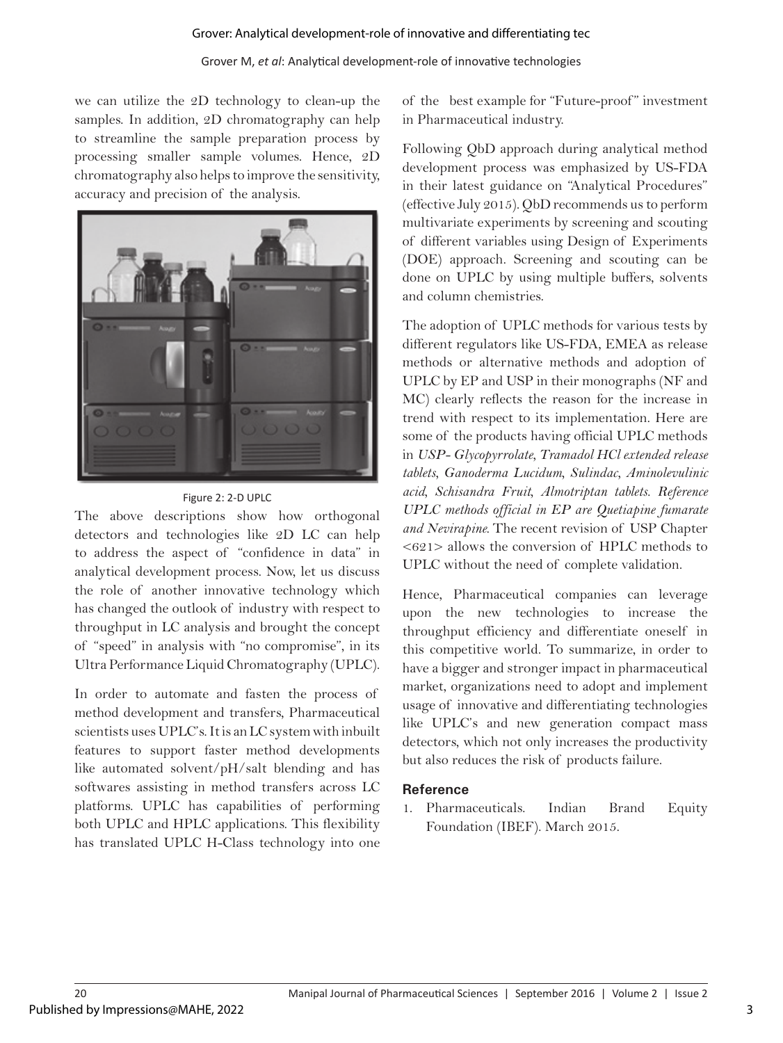we can utilize the 2D technology to clean-up the samples. In addition, 2D chromatography can help to streamline the sample preparation process by processing smaller sample volumes. Hence, 2D chromatography also helps to improve the sensitivity, accuracy and precision of the analysis.

Figure 2: 2-D UPLC

The above descriptions show how orthogonal detectors and technologies like 2D LC can help to address the aspect of "confidence in data" in analytical development process. Now, let us discuss the role of another innovative technology which has changed the outlook of industry with respect to throughput in LC analysis and brought the concept of "speed" in analysis with "no compromise", in its Ultra Performance Liquid Chromatography (UPLC).

In order to automate and fasten the process of method development and transfers, Pharmaceutical scientists uses UPLC's. It is an LC system with inbuilt features to support faster method developments like automated solvent/pH/salt blending and has softwares assisting in method transfers across LC platforms. UPLC has capabilities of performing both UPLC and HPLC applications. This flexibility has translated UPLC H-Class technology into one of the best example for "Future-proof" investment in Pharmaceutical industry.

Following QbD approach during analytical method development process was emphasized by US-FDA in their latest guidance on "Analytical Procedures" (effective July 2015). QbD recommends us to perform multivariate experiments by screening and scouting of different variables using Design of Experiments (DOE) approach. Screening and scouting can be done on UPLC by using multiple buffers, solvents and column chemistries.

The adoption of UPLC methods for various tests by different regulators like US-FDA, EMEA as release methods or alternative methods and adoption of UPLC by EP and USP in their monographs (NF and MC) clearly reflects the reason for the increase in trend with respect to its implementation. Here are some of the products having official UPLC methods in *USP- Glycopyrrolate, Tramadol HCl extended release tablets, Ganoderma Lucidum, Sulindac, Aminolevulinic acid, Schisandra Fruit, Almotriptan tablets. Reference UPLC methods official in EP are Quetiapine fumarate and Nevirapine.* The recent revision of USP Chapter <621> allows the conversion of HPLC methods to UPLC without the need of complete validation.

Hence, Pharmaceutical companies can leverage upon the new technologies to increase the throughput efficiency and differentiate oneself in this competitive world. To summarize, in order to have a bigger and stronger impact in pharmaceutical market, organizations need to adopt and implement usage of innovative and differentiating technologies like UPLC's and new generation compact mass detectors, which not only increases the productivity but also reduces the risk of products failure.

## Reference

1. Pharmaceuticals. Indian Brand Equity Foundation (IBEF). March 2015.